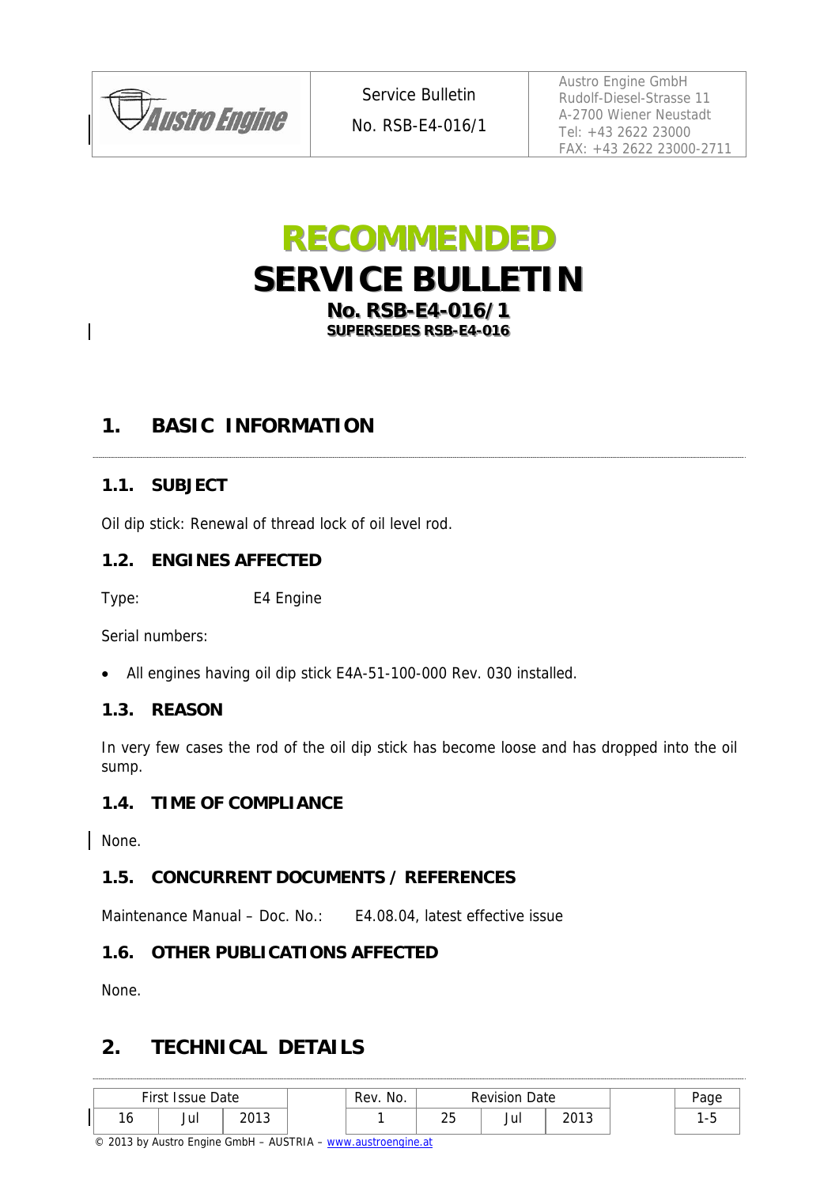# RECOMMENDED SERVICE BULLETIN

**No. RSB-E4-016/1**

**SUPERSEDES RSB-E4-016**

## 1. BASIC INFORMATION

### 1.1. SUBJECT

Oil dip stick: Renewal of thread lock of oil level rod.

### 1.2. ENGINES AFFECTED

Type: E4 Engine

Serial numbers:

- All engines having oil dip stick E4A-51-100-000 Rev. 030 installed.

### 1.3. REASON

In very few cases the rod of the oil dip stick has become loose and has dropped into the oil sump.

### 1.4. TIME OF COMPLIANCE

None.

### 1.5. CONCURRENT DOCUMENTS / REFERENCES

Maintenance Manual – Doc. No.: E4.08.04, latest effective issue

### 1.6. OTHER PUBLICATIONS AFFECTED

None.

## 2. TECHNICAL DETAILS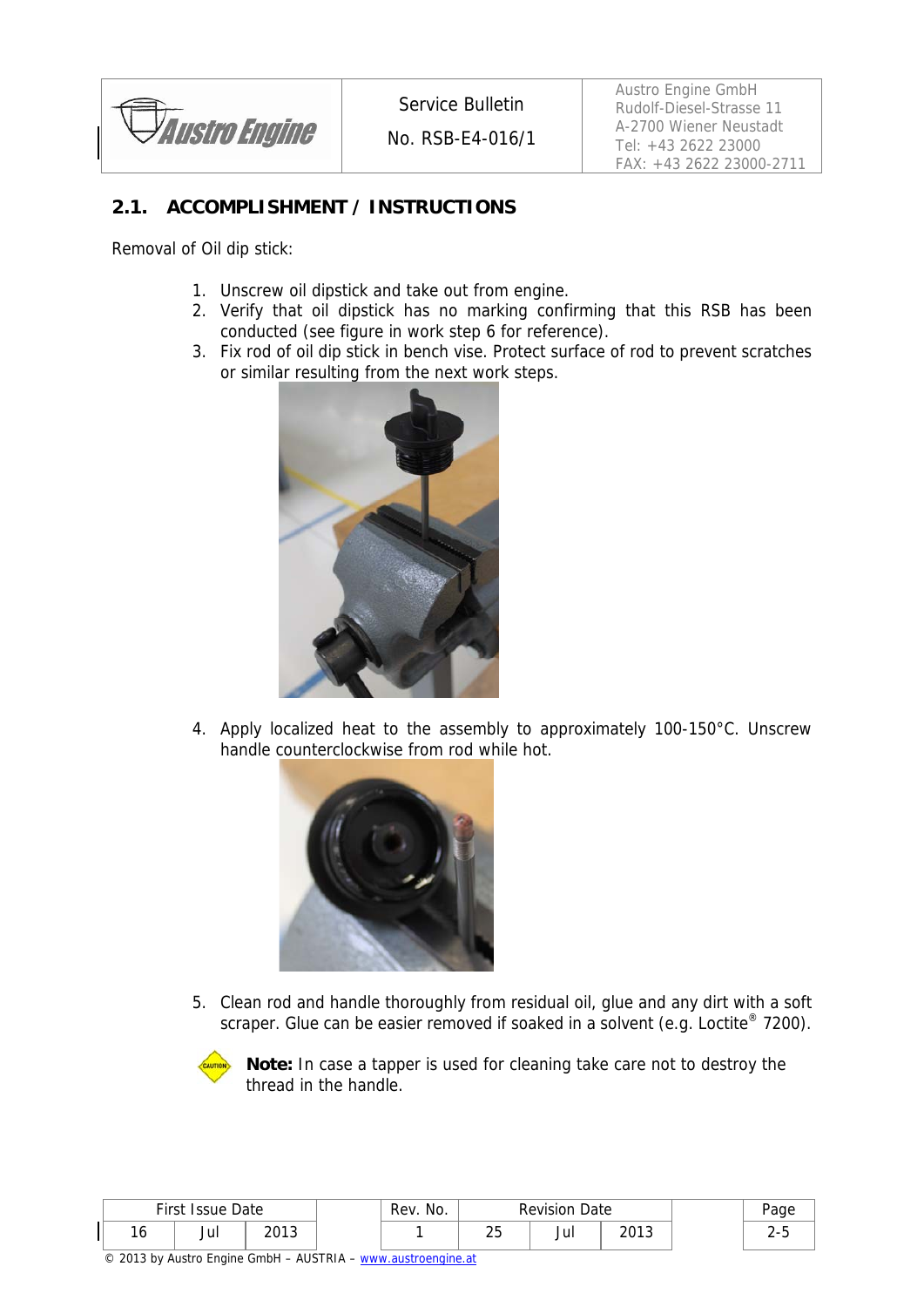## 2.1. ACCOMPLISHMENT / INSTRUCTIONS

Removal of Oil dip stick:

1. Unscrew oil dipstick and take out from engine.
2. Verify that oil dipstick has no marking confirming that this RSB has been conducted (see figure in work step 6 for reference).
3. Fix rod of oil dip stick in bench vise. Protect surface of rod to prevent scratches or similar resulting from the next work steps.
4. Apply localized heat to the assembly to approximately 100-150°C. Unscrew handle counterclockwise from rod while hot.
5. Clean rod and handle thoroughly from residual oil, glue and any dirt with a soft scraper. Glue can be easier removed if soaked in a solvent (e.g. Loctite® 7200).

CAUTION **Note:** In case a tapper is used for cleaning take care not to destroy the thread in the handle.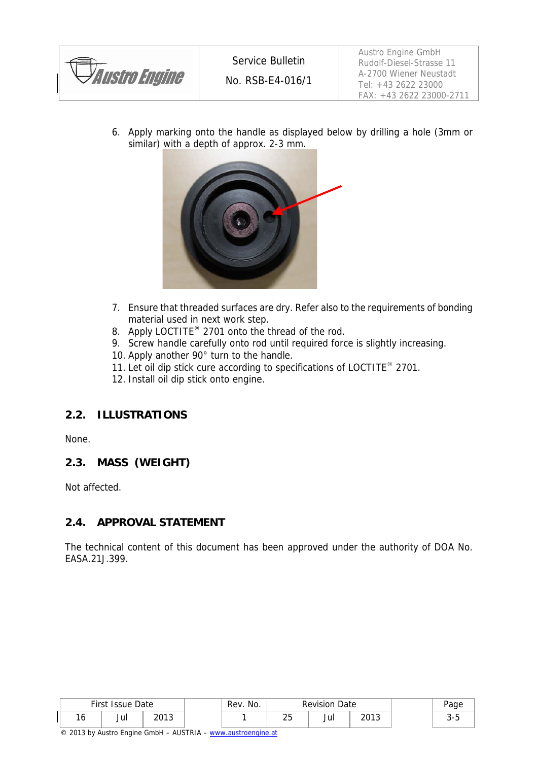6. Apply marking onto the handle as displayed below by drilling a hole (3mm or similar) with a depth of approx. 2-3 mm.

7. Ensure that threaded surfaces are dry. Refer also to the requirements of bonding material used in next work step.
8. Apply LOCTITE® 2701 onto the thread of the rod.
9. Screw handle carefully onto rod until required force is slightly increasing.
10. Apply another 90° turn to the handle.
11. Let oil dip stick cure according to specifications of LOCTITE® 2701.
12. Install oil dip stick onto engine.

## 2.2. ILLUSTRATIONS

None.

## 2.3. MASS (WEIGHT)

Not affected.

## 2.4. APPROVAL STATEMENT

The technical content of this document has been approved under the authority of DOA No. EASA.21J.399.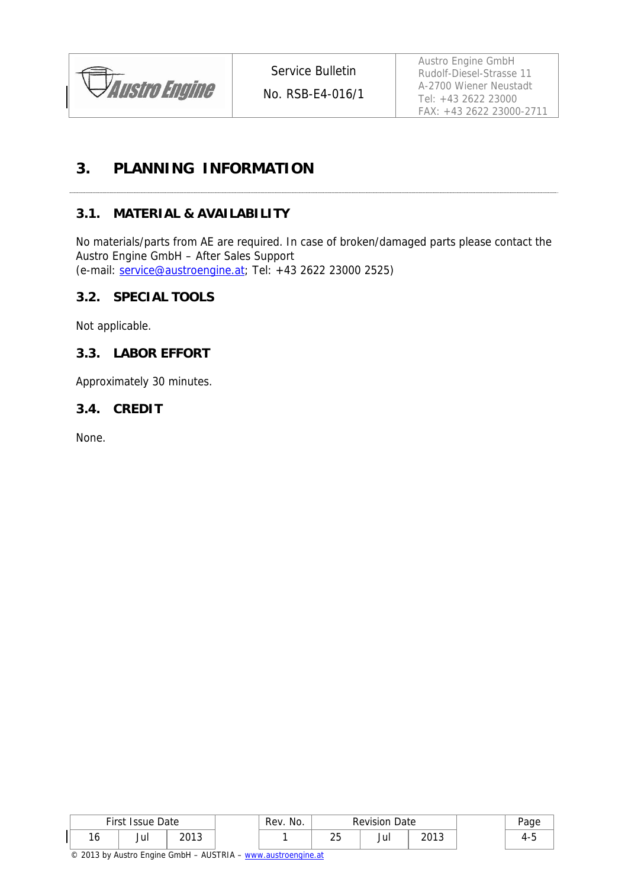## 3. PLANNING INFORMATION

### 3.1. MATERIAL & AVAILABILITY

No materials/parts from AE are required. In case of broken/damaged parts please contact the Austro Engine GmbH – After Sales Support
(e-mail: service@austroengine.at; Tel: +43 2622 23000 2525)

### 3.2. SPECIAL TOOLS

Not applicable.

### 3.3. LABOR EFFORT

Approximately 30 minutes.

### 3.4. CREDIT

None.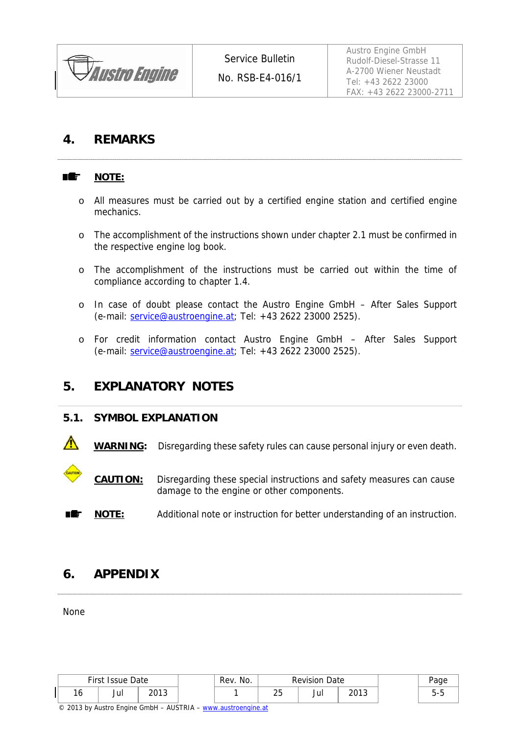## 4. REMARKS

**NOTE:**

- All measures must be carried out by a certified engine station and certified engine mechanics.
- The accomplishment of the instructions shown under chapter 2.1 must be confirmed in the respective engine log book.
- The accomplishment of the instructions must be carried out within the time of compliance according to chapter 1.4.
- In case of doubt please contact the Austro Engine GmbH – After Sales Support (e-mail: service@austroengine.at; Tel: +43 2622 23000 2525).
- For credit information contact Austro Engine GmbH – After Sales Support (e-mail: service@austroengine.at; Tel: +43 2622 23000 2525).

## 5. EXPLANATORY NOTES

### 5.1. SYMBOL EXPLANATION

**WARNING:** Disregarding these safety rules can cause personal injury or even death.

**CAUTION:** Disregarding these special instructions and safety measures can cause damage to the engine or other components.

**NOTE:** Additional note or instruction for better understanding of an instruction.

## 6. APPENDIX

None